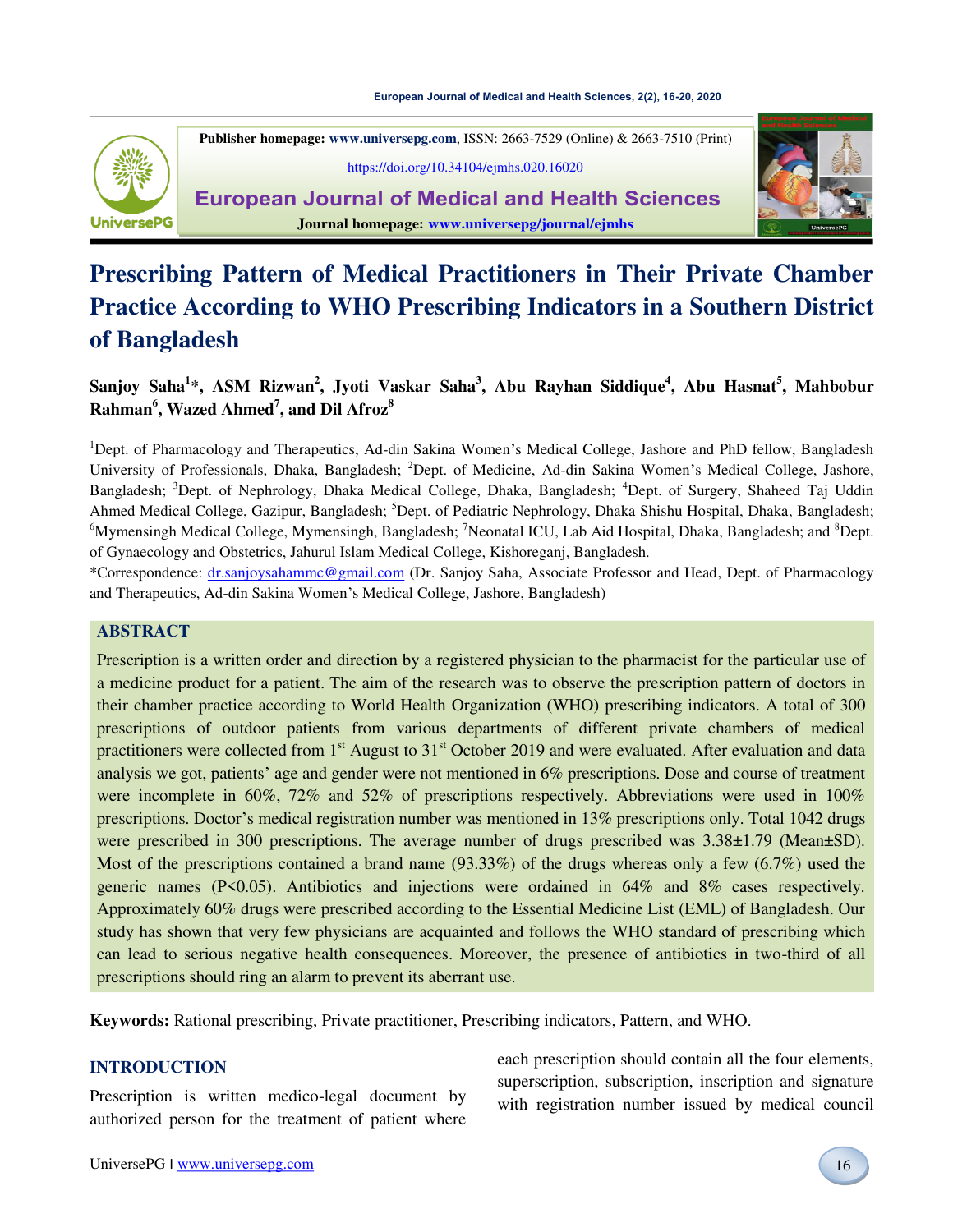Publisher homepage: www.universepg.com, ISSN: 2663-7529 (Online) & 2663-7510 (Print)

https://doi.org/10.34104/ejmhs.020.16020

**European Journal of Medical and Health Sciences**

Journal homepage: www.universepg/journal/ejmhs

# Prescribing Pattern of Medical Practitioners in Their Private Chamber Practice According to WHO Prescribing Indicators in a Southern District of Bangladesh

**Sanjoy Saha[1]\*, ASM Rizwan[2], Jyoti Vaskar Saha[3], Abu Rayhan Siddique[4], Abu Hasnat[5], Mahbobur Rahman[6], Wazed Ahmed[7], and Dil Afroz[8]**

[1]Dept. of Pharmacology and Therapeutics, Ad-din Sakina Women's Medical College, Jashore and PhD fellow, Bangladesh University of Professionals, Dhaka, Bangladesh; [2]Dept. of Medicine, Ad-din Sakina Women's Medical College, Jashore, Bangladesh; [3]Dept. of Nephrology, Dhaka Medical College, Dhaka, Bangladesh; [4]Dept. of Surgery, Shaheed Taj Uddin Ahmed Medical College, Gazipur, Bangladesh; [5]Dept. of Pediatric Nephrology, Dhaka Shishu Hospital, Dhaka, Bangladesh; [6]Mymensingh Medical College, Mymensingh, Bangladesh; [7]Neonatal ICU, Lab Aid Hospital, Dhaka, Bangladesh; and [8]Dept. of Gynaecology and Obstetrics, Jahurul Islam Medical College, Kishoreganj, Bangladesh.

\*Correspondence: dr.sanjoysahammc@gmail.com (Dr. Sanjoy Saha, Associate Professor and Head, Dept. of Pharmacology and Therapeutics, Ad-din Sakina Women's Medical College, Jashore, Bangladesh)

## ABSTRACT

Prescription is a written order and direction by a registered physician to the pharmacist for the particular use of a medicine product for a patient. The aim of the research was to observe the prescription pattern of doctors in their chamber practice according to World Health Organization (WHO) prescribing indicators. A total of 300 prescriptions of outdoor patients from various departments of different private chambers of medical practitioners were collected from 1st August to 31st October 2019 and were evaluated. After evaluation and data analysis we got, patients' age and gender were not mentioned in 6% prescriptions. Dose and course of treatment were incomplete in 60%, 72% and 52% of prescriptions respectively. Abbreviations were used in 100% prescriptions. Doctor's medical registration number was mentioned in 13% prescriptions only. Total 1042 drugs were prescribed in 300 prescriptions. The average number of drugs prescribed was 3.38±1.79 (Mean±SD). Most of the prescriptions contained a brand name (93.33%) of the drugs whereas only a few (6.7%) used the generic names ($P<0.05$). Antibiotics and injections were ordained in 64% and 8% cases respectively. Approximately 60% drugs were prescribed according to the Essential Medicine List (EML) of Bangladesh. Our study has shown that very few physicians are acquainted and follows the WHO standard of prescribing which can lead to serious negative health consequences. Moreover, the presence of antibiotics in two-third of all prescriptions should ring an alarm to prevent its aberrant use.

**Keywords:** Rational prescribing, Private practitioner, Prescribing indicators, Pattern, and WHO.

## INTRODUCTION

Prescription is written medico-legal document by authorized person for the treatment of patient where each prescription should contain all the four elements, superscription, subscription, inscription and signature with registration number issued by medical council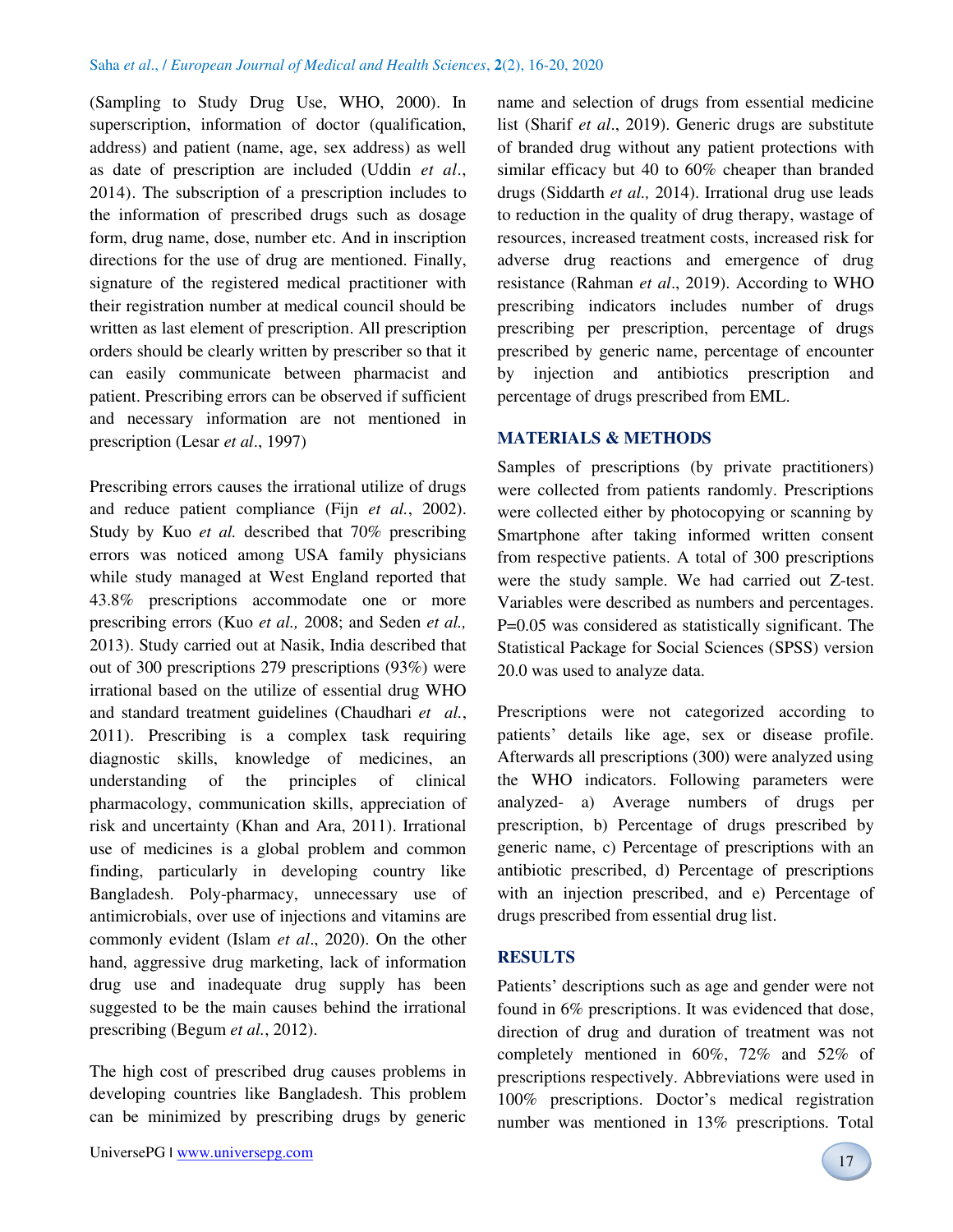(Sampling to Study Drug Use, WHO, 2000). In superscription, information of doctor (qualification, address) and patient (name, age, sex address) as well as date of prescription are included (Uddin *et al*., 2014). The subscription of a prescription includes to the information of prescribed drugs such as dosage form, drug name, dose, number etc. And in inscription directions for the use of drug are mentioned. Finally, signature of the registered medical practitioner with their registration number at medical council should be written as last element of prescription. All prescription orders should be clearly written by prescriber so that it can easily communicate between pharmacist and patient. Prescribing errors can be observed if sufficient and necessary information are not mentioned in prescription (Lesar *et al*., 1997)

Prescribing errors causes the irrational utilize of drugs and reduce patient compliance (Fijn *et al.*, 2002). Study by Kuo *et al.* described that 70% prescribing errors was noticed among USA family physicians while study managed at West England reported that 43.8% prescriptions accommodate one or more prescribing errors (Kuo *et al.,* 2008; and Seden *et al.,* 2013). Study carried out at Nasik, India described that out of 300 prescriptions 279 prescriptions (93%) were irrational based on the utilize of essential drug WHO and standard treatment guidelines (Chaudhari *et al.*, 2011). Prescribing is a complex task requiring diagnostic skills, knowledge of medicines, an understanding of the principles of clinical pharmacology, communication skills, appreciation of risk and uncertainty (Khan and Ara, 2011). Irrational use of medicines is a global problem and common finding, particularly in developing country like Bangladesh. Poly-pharmacy, unnecessary use of antimicrobials, over use of injections and vitamins are commonly evident (Islam *et al*., 2020). On the other hand, aggressive drug marketing, lack of information drug use and inadequate drug supply has been suggested to be the main causes behind the irrational prescribing (Begum *et al.*, 2012).

The high cost of prescribed drug causes problems in developing countries like Bangladesh. This problem can be minimized by prescribing drugs by generic name and selection of drugs from essential medicine list (Sharif *et al*., 2019). Generic drugs are substitute of branded drug without any patient protections with similar efficacy but 40 to 60% cheaper than branded drugs (Siddarth *et al.,* 2014). Irrational drug use leads to reduction in the quality of drug therapy, wastage of resources, increased treatment costs, increased risk for adverse drug reactions and emergence of drug resistance (Rahman *et al*., 2019). According to WHO prescribing indicators includes number of drugs prescribing per prescription, percentage of drugs prescribed by generic name, percentage of encounter by injection and antibiotics prescription and percentage of drugs prescribed from EML.

## MATERIALS & METHODS

Samples of prescriptions (by private practitioners) were collected from patients randomly. Prescriptions were collected either by photocopying or scanning by Smartphone after taking informed written consent from respective patients. A total of 300 prescriptions were the study sample. We had carried out Z-test. Variables were described as numbers and percentages. P=0.05 was considered as statistically significant. The Statistical Package for Social Sciences (SPSS) version 20.0 was used to analyze data.

Prescriptions were not categorized according to patients' details like age, sex or disease profile. Afterwards all prescriptions (300) were analyzed using the WHO indicators. Following parameters were analyzed- a) Average numbers of drugs per prescription, b) Percentage of drugs prescribed by generic name, c) Percentage of prescriptions with an antibiotic prescribed, d) Percentage of prescriptions with an injection prescribed, and e) Percentage of drugs prescribed from essential drug list.

## RESULTS

Patients' descriptions such as age and gender were not found in 6% prescriptions. It was evidenced that dose, direction of drug and duration of treatment was not completely mentioned in 60%, 72% and 52% of prescriptions respectively. Abbreviations were used in 100% prescriptions. Doctor's medical registration number was mentioned in 13% prescriptions. Total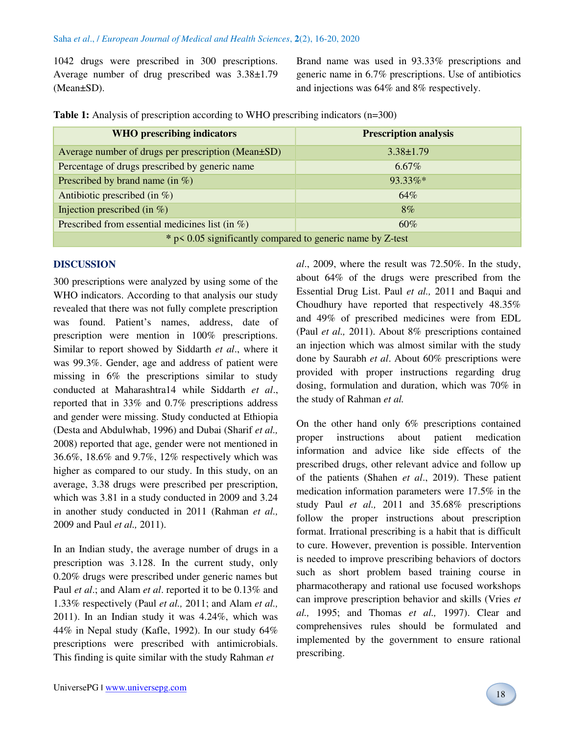1042 drugs were prescribed in 300 prescriptions. Average number of drug prescribed was 3.38±1.79 (Mean±SD).

Brand name was used in 93.33% prescriptions and generic name in 6.7% prescriptions. Use of antibiotics and injections was 64% and 8% respectively.

**Table 1:** Analysis of prescription according to WHO prescribing indicators (n=300)

| WHO prescribing indicators | Prescription analysis |
|---|---|
| Average number of drugs per prescription (Mean±SD) | 3.38±1.79 |
| Percentage of drugs prescribed by generic name | 6.67% |
| Prescribed by brand name (in %) | 93.33%* |
| Antibiotic prescribed (in %) | 64% |
| Injection prescribed (in %) | 8% |
| Prescribed from essential medicines list (in %) | 60% |
| * $p < 0.05$ significantly compared to generic name by Z-test | |

## DISCUSSION

300 prescriptions were analyzed by using some of the WHO indicators. According to that analysis our study revealed that there was not fully complete prescription was found. Patient's names, address, date of prescription were mention in 100% prescriptions. Similar to report showed by Siddarth *et al*., where it was 99.3%. Gender, age and address of patient were missing in 6% the prescriptions similar to study conducted at Maharashtra14 while Siddarth *et al*., reported that in 33% and 0.7% prescriptions address and gender were missing. Study conducted at Ethiopia (Desta and Abdulwhab, 1996) and Dubai (Sharif *et al.,* 2008) reported that age, gender were not mentioned in 36.6%, 18.6% and 9.7%, 12% respectively which was higher as compared to our study. In this study, on an average, 3.38 drugs were prescribed per prescription, which was 3.81 in a study conducted in 2009 and 3.24 in another study conducted in 2011 (Rahman *et al.,* 2009 and Paul *et al.,* 2011).

In an Indian study, the average number of drugs in a prescription was 3.128. In the current study, only 0.20% drugs were prescribed under generic names but Paul *et al*.; and Alam *et al*. reported it to be 0.13% and 1.33% respectively (Paul *et al.,* 2011; and Alam *et al.,* 2011). In an Indian study it was 4.24%, which was 44% in Nepal study (Kafle, 1992). In our study 64% prescriptions were prescribed with antimicrobials. This finding is quite similar with the study Rahman *et al*., 2009, where the result was 72.50%. In the study, about 64% of the drugs were prescribed from the Essential Drug List. Paul *et al.,* 2011 and Baqui and Choudhury have reported that respectively 48.35% and 49% of prescribed medicines were from EDL (Paul *et al.,* 2011). About 8% prescriptions contained an injection which was almost similar with the study done by Saurabh *et al*. About 60% prescriptions were provided with proper instructions regarding drug dosing, formulation and duration, which was 70% in the study of Rahman *et al.*

On the other hand only 6% prescriptions contained proper instructions about patient medication information and advice like side effects of the prescribed drugs, other relevant advice and follow up of the patients (Shahen *et al*., 2019). These patient medication information parameters were 17.5% in the study Paul *et al.,* 2011 and 35.68% prescriptions follow the proper instructions about prescription format. Irrational prescribing is a habit that is difficult to cure. However, prevention is possible. Intervention is needed to improve prescribing behaviors of doctors such as short problem based training course in pharmacotherapy and rational use focused workshops can improve prescription behavior and skills (Vries *et al.,* 1995; and Thomas *et al.,* 1997). Clear and comprehensives rules should be formulated and implemented by the government to ensure rational prescribing.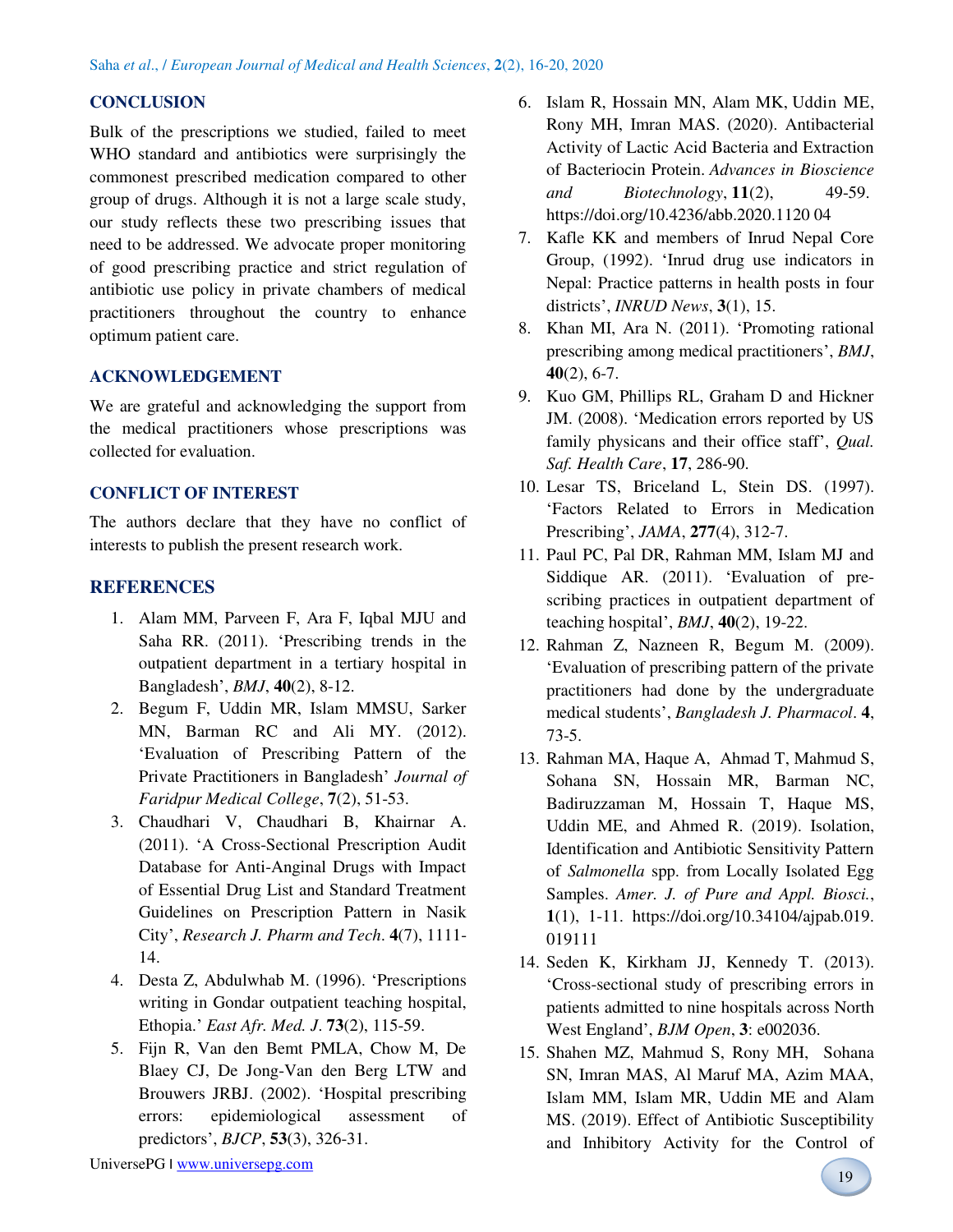## CONCLUSION

Bulk of the prescriptions we studied, failed to meet WHO standard and antibiotics were surprisingly the commonest prescribed medication compared to other group of drugs. Although it is not a large scale study, our study reflects these two prescribing issues that need to be addressed. We advocate proper monitoring of good prescribing practice and strict regulation of antibiotic use policy in private chambers of medical practitioners throughout the country to enhance optimum patient care.

## ACKNOWLEDGEMENT

We are grateful and acknowledging the support from the medical practitioners whose prescriptions was collected for evaluation.

## CONFLICT OF INTEREST

The authors declare that they have no conflict of interests to publish the present research work.

## REFERENCES

1. Alam MM, Parveen F, Ara F, Iqbal MJU and Saha RR. (2011). 'Prescribing trends in the outpatient department in a tertiary hospital in Bangladesh', *BMJ*, **40**(2), 8-12.
2. Begum F, Uddin MR, Islam MMSU, Sarker MN, Barman RC and Ali MY. (2012). 'Evaluation of Prescribing Pattern of the Private Practitioners in Bangladesh' *Journal of Faridpur Medical College*, **7**(2), 51-53.
3. Chaudhari V, Chaudhari B, Khairnar A. (2011). 'A Cross-Sectional Prescription Audit Database for Anti-Anginal Drugs with Impact of Essential Drug List and Standard Treatment Guidelines on Prescription Pattern in Nasik City', *Research J. Pharm and Tech*. **4**(7), 1111-14.
4. Desta Z, Abdulwhab M. (1996). 'Prescriptions writing in Gondar outpatient teaching hospital, Ethopia.' *East Afr. Med. J*. **73**(2), 115-59.
5. Fijn R, Van den Bemt PMLA, Chow M, De Blaey CJ, De Jong-Van den Berg LTW and Brouwers JRBJ. (2002). 'Hospital prescribing errors: epidemiological assessment of predictors', *BJCP*, **53**(3), 326-31.
6. Islam R, Hossain MN, Alam MK, Uddin ME, Rony MH, Imran MAS. (2020). Antibacterial Activity of Lactic Acid Bacteria and Extraction of Bacteriocin Protein. *Advances in Bioscience and Biotechnology*, **11**(2), 49-59. https://doi.org/10.4236/abb.2020.1120 04
7. Kafle KK and members of Inrud Nepal Core Group, (1992). 'Inrud drug use indicators in Nepal: Practice patterns in health posts in four districts', *INRUD News*, **3**(1), 15.
8. Khan MI, Ara N. (2011). 'Promoting rational prescribing among medical practitioners', *BMJ*, **40**(2), 6-7.
9. Kuo GM, Phillips RL, Graham D and Hickner JM. (2008). 'Medication errors reported by US family physicans and their office staff', *Qual. Saf. Health Care*, **17**, 286-90.
10. Lesar TS, Briceland L, Stein DS. (1997). 'Factors Related to Errors in Medication Prescribing', *JAMA*, **277**(4), 312-7.
11. Paul PC, Pal DR, Rahman MM, Islam MJ and Siddique AR. (2011). 'Evaluation of pre-scribing practices in outpatient department of teaching hospital', *BMJ*, **40**(2), 19-22.
12. Rahman Z, Nazneen R, Begum M. (2009). 'Evaluation of prescribing pattern of the private practitioners had done by the undergraduate medical students', *Bangladesh J. Pharmacol*. **4**, 73-5.
13. Rahman MA, Haque A, Ahmad T, Mahmud S, Sohana SN, Hossain MR, Barman NC, Badiruzzaman M, Hossain T, Haque MS, Uddin ME, and Ahmed R. (2019). Isolation, Identification and Antibiotic Sensitivity Pattern of *Salmonella* spp. from Locally Isolated Egg Samples. *Amer. J. of Pure and Appl. Biosci.*, **1**(1), 1-11. https://doi.org/10.34104/ajpab.019. 019111
14. Seden K, Kirkham JJ, Kennedy T. (2013). 'Cross-sectional study of prescribing errors in patients admitted to nine hospitals across North West England', *BJM Open*, **3**: e002036.
15. Shahen MZ, Mahmud S, Rony MH, Sohana SN, Imran MAS, Al Maruf MA, Azim MAA, Islam MM, Islam MR, Uddin ME and Alam MS. (2019). Effect of Antibiotic Susceptibility and Inhibitory Activity for the Control of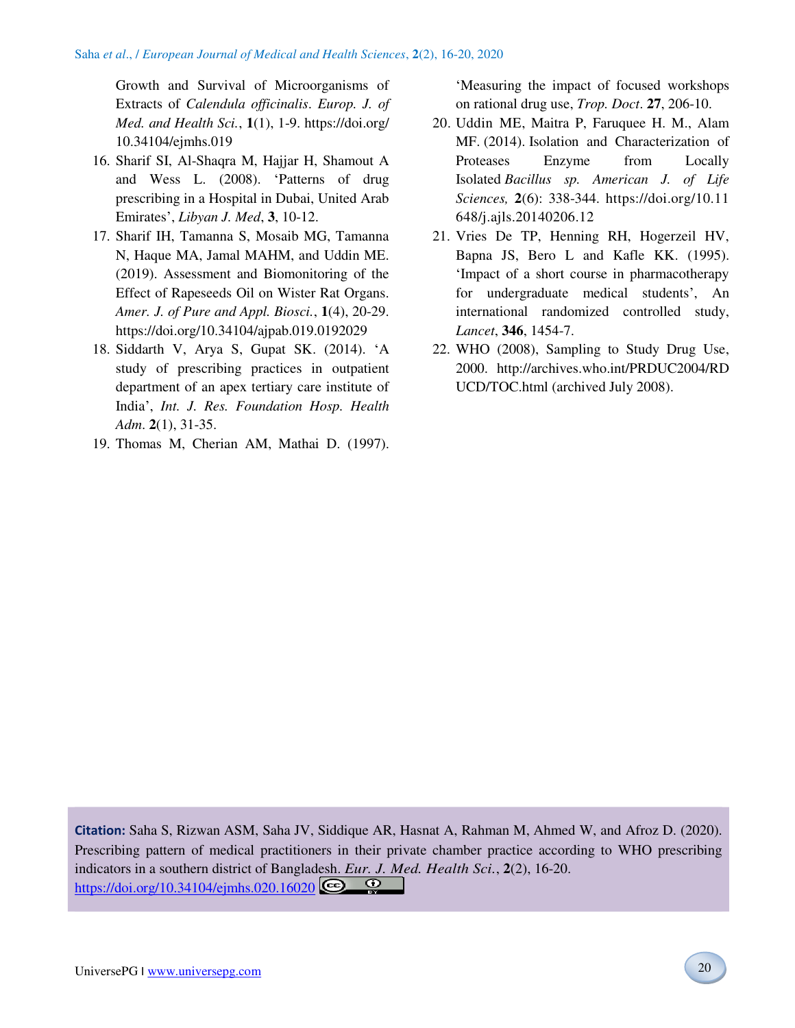Growth and Survival of Microorganisms of Extracts of *Calendula officinalis*. *Europ. J. of Med. and Health Sci.*, **1**(1), 1-9. https://doi.org/10.34104/ejmhs.019

16. Sharif SI, Al-Shaqra M, Hajjar H, Shamout A and Wess L. (2008). 'Patterns of drug prescribing in a Hospital in Dubai, United Arab Emirates', *Libyan J. Med*, **3**, 10-12.
17. Sharif IH, Tamanna S, Mosaib MG, Tamanna N, Haque MA, Jamal MAHM, and Uddin ME. (2019). Assessment and Biomonitoring of the Effect of Rapeseeds Oil on Wister Rat Organs. *Amer. J. of Pure and Appl. Biosci.*, **1**(4), 20-29. https://doi.org/10.34104/ajpab.019.0192029
18. Siddarth V, Arya S, Gupat SK. (2014). 'A study of prescribing practices in outpatient department of an apex tertiary care institute of India', *Int. J. Res. Foundation Hosp. Health Adm*. **2**(1), 31-35.
19. Thomas M, Cherian AM, Mathai D. (1997). 'Measuring the impact of focused workshops on rational drug use, *Trop. Doct*. **27**, 206-10.
20. Uddin ME, Maitra P, Faruquee H. M., Alam MF. (2014). Isolation and Characterization of Proteases Enzyme from Locally Isolated *Bacillus sp. American J. of Life Sciences,* **2**(6): 338-344. https://doi.org/10.11648/j.ajls.20140206.12
21. Vries De TP, Henning RH, Hogerzeil HV, Bapna JS, Bero L and Kafle KK. (1995). 'Impact of a short course in pharmacotherapy for undergraduate medical students', An international randomized controlled study, *Lancet*, **346**, 1454-7.
22. WHO (2008), Sampling to Study Drug Use, 2000. http://archives.who.int/PRDUC2004/RDUCD/TOC.html (archived July 2008).

**Citation:** Saha S, Rizwan ASM, Saha JV, Siddique AR, Hasnat A, Rahman M, Ahmed W, and Afroz D. (2020). Prescribing pattern of medical practitioners in their private chamber practice according to WHO prescribing indicators in a southern district of Bangladesh. *Eur. J. Med. Health Sci.*, **2**(2), 16-20. https://doi.org/10.34104/ejmhs.020.16020